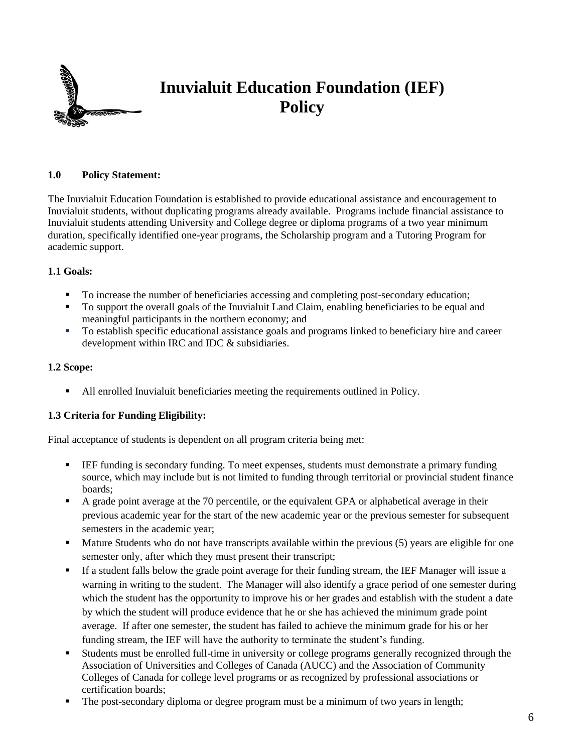# Inuvialuit Education Foundation (IEF) Policy

### 1.0 Policy Statement:

The Inuvialuit Education Foundation is established to provide educational assistance and encouragement to Inuvialuit students, without duplicating programs already available. Programs include financial assistance to Inuvialuit students attending University and College degree or diploma programs of a two year minimum duration, specifically identified one-year programs, the Scholarship program and a Tutoring Program for academic support.

### 1.1 Goals:

- To increase the number of beneficiaries accessing and completing post-secondary education;
- To support the overall goals of the Inuvialuit Land Claim, enabling beneficiaries to be equal and meaningful participants in the northern economy; and
- To establish specific educational assistance goals and programs linked to beneficiary hire and career development within IRC and IDC & subsidiaries.

### 1.2 Scope:

- All enrolled Inuvialuit beneficiaries meeting the requirements outlined in Policy.

### 1.3 Criteria for Funding Eligibility:

Final acceptance of students is dependent on all program criteria being met:

- IEF funding is secondary funding. To meet expenses, students must demonstrate a primary funding source, which may include but is not limited to funding through territorial or provincial student finance boards;
- A grade point average at the 70 percentile, or the equivalent GPA or alphabetical average in their previous academic year for the start of the new academic year or the previous semester for subsequent semesters in the academic year;
- Mature Students who do not have transcripts available within the previous (5) years are eligible for one semester only, after which they must present their transcript;
- If a student falls below the grade point average for their funding stream, the IEF Manager will issue a warning in writing to the student. The Manager will also identify a grace period of one semester during which the student has the opportunity to improve his or her grades and establish with the student a date by which the student will produce evidence that he or she has achieved the minimum grade point average. If after one semester, the student has failed to achieve the minimum grade for his or her funding stream, the IEF will have the authority to terminate the student's funding.
- Students must be enrolled full-time in university or college programs generally recognized through the Association of Universities and Colleges of Canada (AUCC) and the Association of Community Colleges of Canada for college level programs or as recognized by professional associations or certification boards;
- The post-secondary diploma or degree program must be a minimum of two years in length;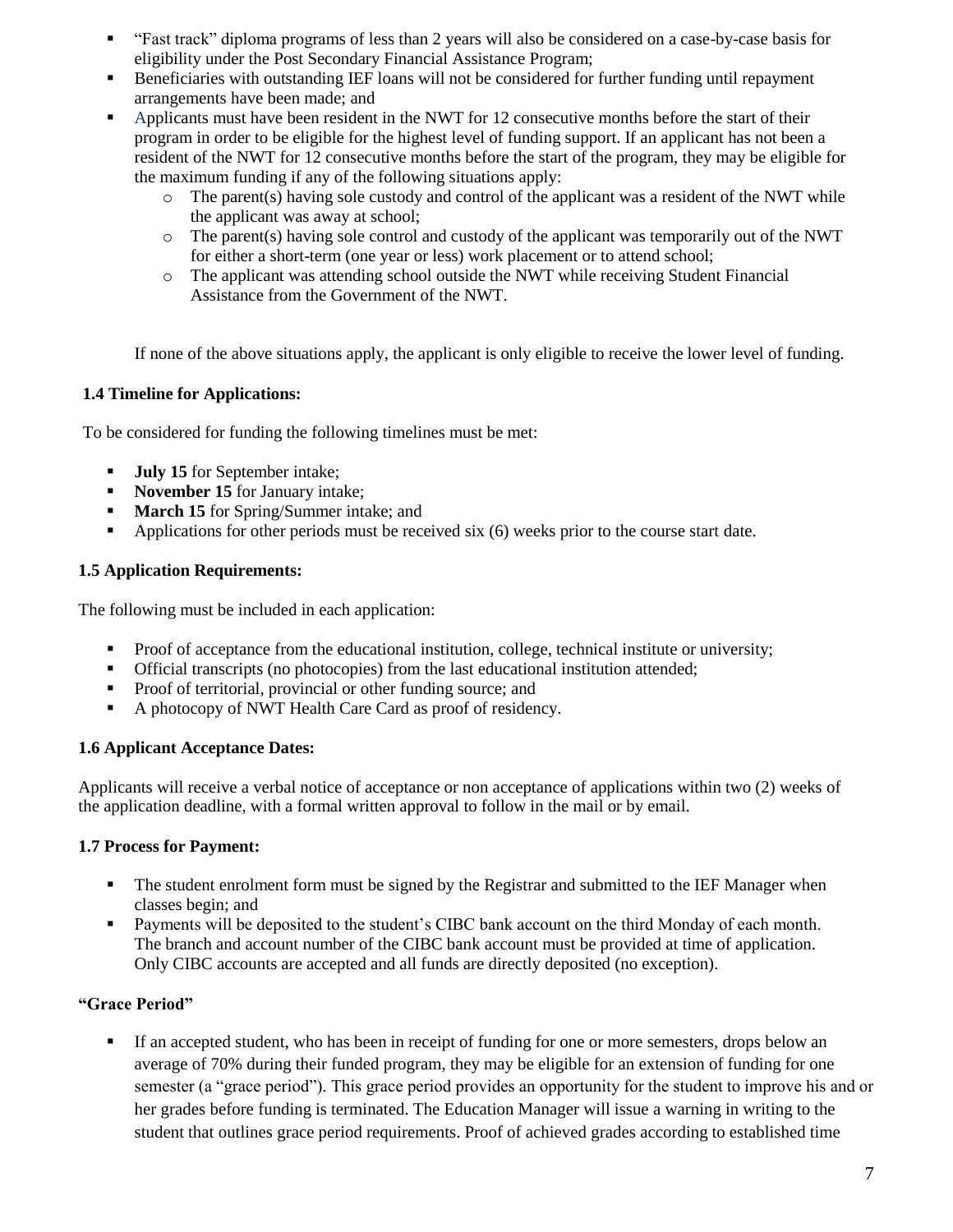- "Fast track" diploma programs of less than 2 years will also be considered on a case-by-case basis for eligibility under the Post Secondary Financial Assistance Program;
- Beneficiaries with outstanding IEF loans will not be considered for further funding until repayment arrangements have been made; and
- Applicants must have been resident in the NWT for 12 consecutive months before the start of their program in order to be eligible for the highest level of funding support. If an applicant has not been a resident of the NWT for 12 consecutive months before the start of the program, they may be eligible for the maximum funding if any of the following situations apply:
  - The parent(s) having sole custody and control of the applicant was a resident of the NWT while the applicant was away at school;
  - The parent(s) having sole control and custody of the applicant was temporarily out of the NWT for either a short-term (one year or less) work placement or to attend school;
  - The applicant was attending school outside the NWT while receiving Student Financial Assistance from the Government of the NWT.

If none of the above situations apply, the applicant is only eligible to receive the lower level of funding.

### 1.4 Timeline for Applications:

To be considered for funding the following timelines must be met:

- **July 15** for September intake;
- **November 15** for January intake;
- **March 15** for Spring/Summer intake; and
- Applications for other periods must be received six (6) weeks prior to the course start date.

### 1.5 Application Requirements:

The following must be included in each application:

- Proof of acceptance from the educational institution, college, technical institute or university;
- Official transcripts (no photocopies) from the last educational institution attended;
- Proof of territorial, provincial or other funding source; and
- A photocopy of NWT Health Care Card as proof of residency.

### 1.6 Applicant Acceptance Dates:

Applicants will receive a verbal notice of acceptance or non acceptance of applications within two (2) weeks of the application deadline, with a formal written approval to follow in the mail or by email.

### 1.7 Process for Payment:

- The student enrolment form must be signed by the Registrar and submitted to the IEF Manager when classes begin; and
- Payments will be deposited to the student's CIBC bank account on the third Monday of each month. The branch and account number of the CIBC bank account must be provided at time of application. Only CIBC accounts are accepted and all funds are directly deposited (no exception).

### "Grace Period"

- If an accepted student, who has been in receipt of funding for one or more semesters, drops below an average of 70% during their funded program, they may be eligible for an extension of funding for one semester (a "grace period"). This grace period provides an opportunity for the student to improve his and or her grades before funding is terminated. The Education Manager will issue a warning in writing to the student that outlines grace period requirements. Proof of achieved grades according to established time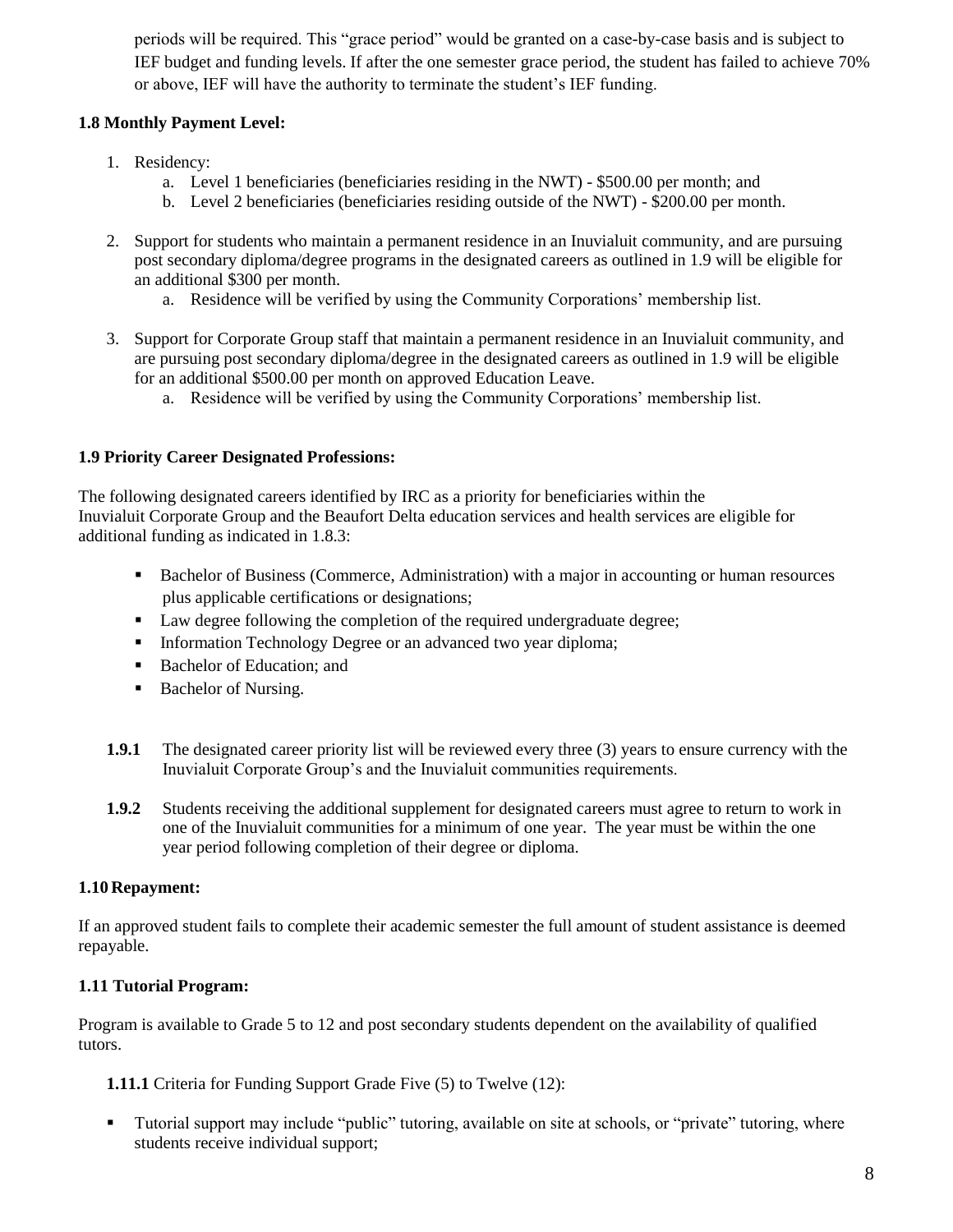periods will be required. This "grace period" would be granted on a case-by-case basis and is subject to IEF budget and funding levels. If after the one semester grace period, the student has failed to achieve 70% or above, IEF will have the authority to terminate the student's IEF funding.

**1.8 Monthly Payment Level:**

1. Residency:
   a. Level 1 beneficiaries (beneficiaries residing in the NWT) - $500.00 per month; and
   b. Level 2 beneficiaries (beneficiaries residing outside of the NWT) - $200.00 per month.

2. Support for students who maintain a permanent residence in an Inuvialuit community, and are pursuing post secondary diploma/degree programs in the designated careers as outlined in 1.9 will be eligible for an additional $300 per month.
   a. Residence will be verified by using the Community Corporations' membership list.

3. Support for Corporate Group staff that maintain a permanent residence in an Inuvialuit community, and are pursuing post secondary diploma/degree in the designated careers as outlined in 1.9 will be eligible for an additional $500.00 per month on approved Education Leave.
   a. Residence will be verified by using the Community Corporations' membership list.

**1.9 Priority Career Designated Professions:**

The following designated careers identified by IRC as a priority for beneficiaries within the Inuvialuit Corporate Group and the Beaufort Delta education services and health services are eligible for additional funding as indicated in 1.8.3:

- Bachelor of Business (Commerce, Administration) with a major in accounting or human resources plus applicable certifications or designations;
- Law degree following the completion of the required undergraduate degree;
- Information Technology Degree or an advanced two year diploma;
- Bachelor of Education; and
- Bachelor of Nursing.

**1.9.1** The designated career priority list will be reviewed every three (3) years to ensure currency with the Inuvialuit Corporate Group's and the Inuvialuit communities requirements.

**1.9.2** Students receiving the additional supplement for designated careers must agree to return to work in one of the Inuvialuit communities for a minimum of one year. The year must be within the one year period following completion of their degree or diploma.

**1.10 Repayment:**

If an approved student fails to complete their academic semester the full amount of student assistance is deemed repayable.

**1.11 Tutorial Program:**

Program is available to Grade 5 to 12 and post secondary students dependent on the availability of qualified tutors.

**1.11.1** Criteria for Funding Support Grade Five (5) to Twelve (12):

- Tutorial support may include "public" tutoring, available on site at schools, or "private" tutoring, where students receive individual support;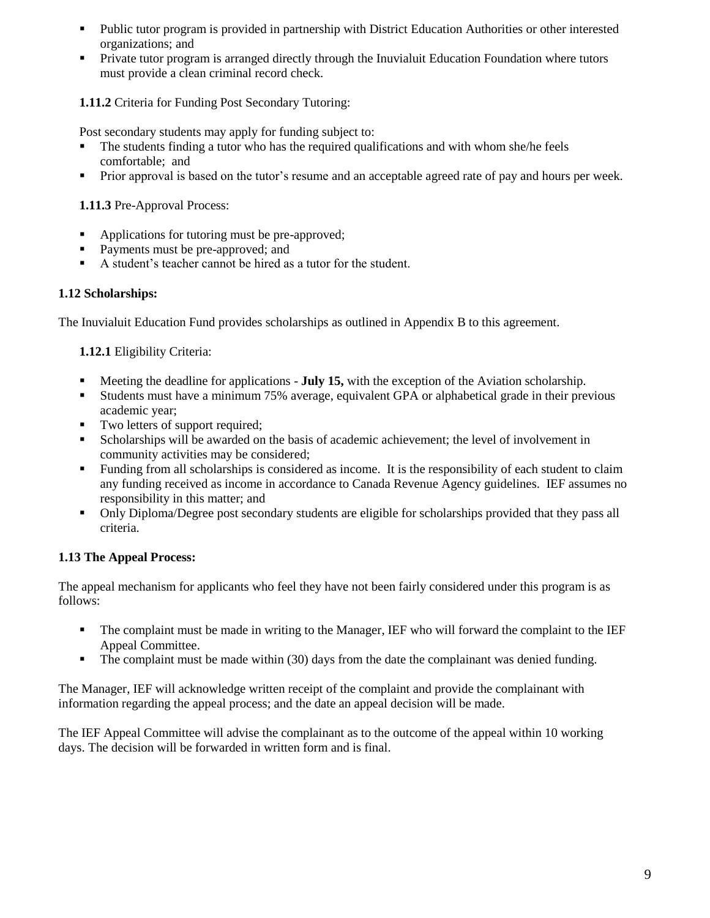- Public tutor program is provided in partnership with District Education Authorities or other interested organizations; and
- Private tutor program is arranged directly through the Inuvialuit Education Foundation where tutors must provide a clean criminal record check.

**1.11.2** Criteria for Funding Post Secondary Tutoring:

Post secondary students may apply for funding subject to:

- The students finding a tutor who has the required qualifications and with whom she/he feels comfortable; and
- Prior approval is based on the tutor's resume and an acceptable agreed rate of pay and hours per week.

**1.11.3** Pre-Approval Process:

- Applications for tutoring must be pre-approved;
- Payments must be pre-approved; and
- A student's teacher cannot be hired as a tutor for the student.

### 1.12 Scholarships:

The Inuvialuit Education Fund provides scholarships as outlined in Appendix B to this agreement.

**1.12.1** Eligibility Criteria:

- Meeting the deadline for applications - **July 15,** with the exception of the Aviation scholarship.
- Students must have a minimum 75% average, equivalent GPA or alphabetical grade in their previous academic year;
- Two letters of support required;
- Scholarships will be awarded on the basis of academic achievement; the level of involvement in community activities may be considered;
- Funding from all scholarships is considered as income. It is the responsibility of each student to claim any funding received as income in accordance to Canada Revenue Agency guidelines. IEF assumes no responsibility in this matter; and
- Only Diploma/Degree post secondary students are eligible for scholarships provided that they pass all criteria.

### 1.13 The Appeal Process:

The appeal mechanism for applicants who feel they have not been fairly considered under this program is as follows:

- The complaint must be made in writing to the Manager, IEF who will forward the complaint to the IEF Appeal Committee.
- The complaint must be made within (30) days from the date the complainant was denied funding.

The Manager, IEF will acknowledge written receipt of the complaint and provide the complainant with information regarding the appeal process; and the date an appeal decision will be made.

The IEF Appeal Committee will advise the complainant as to the outcome of the appeal within 10 working days. The decision will be forwarded in written form and is final.